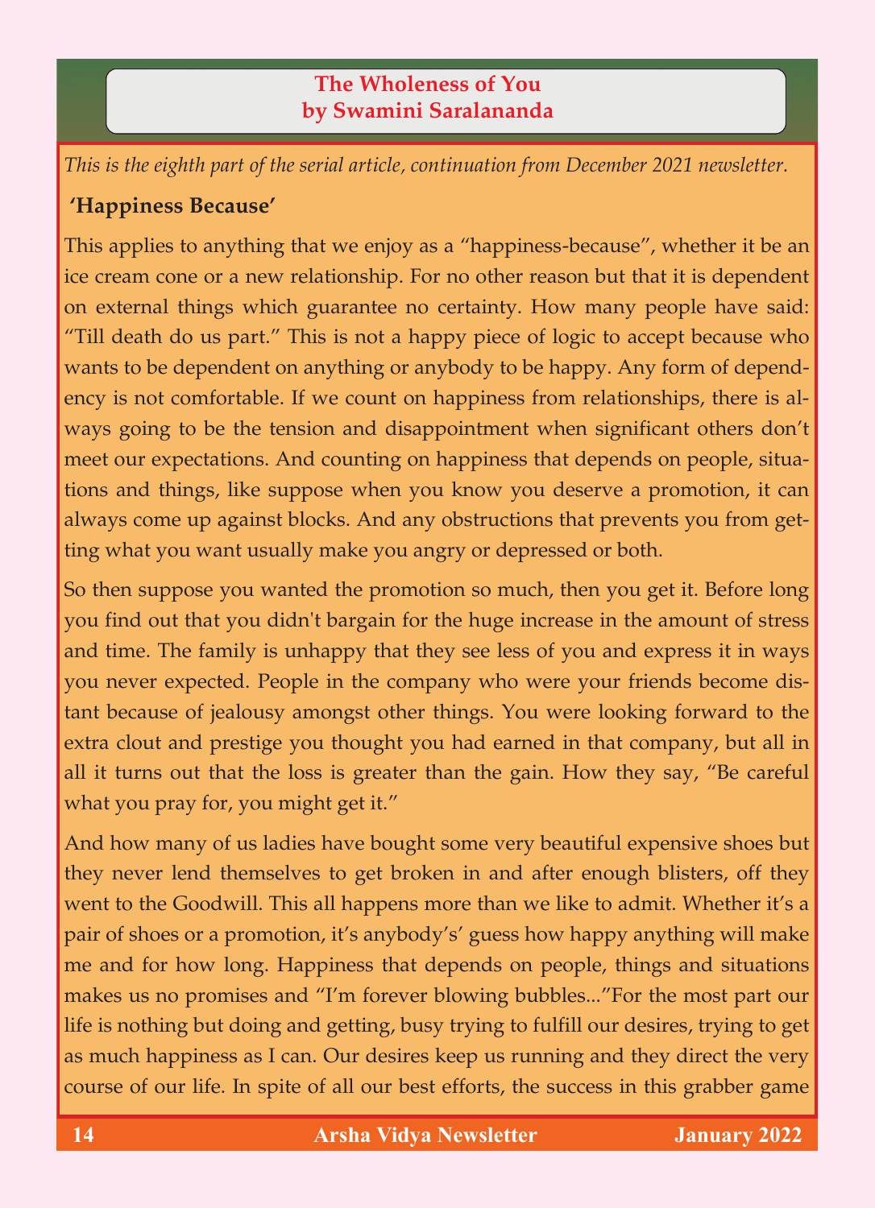# The Wholeness of You
## by Swamini Saralananda

*This is the eighth part of the serial article, continuation from December 2021 newsletter.*

### 'Happiness Because'

This applies to anything that we enjoy as a "happiness-because", whether it be an ice cream cone or a new relationship. For no other reason but that it is dependent on external things which guarantee no certainty. How many people have said: "Till death do us part." This is not a happy piece of logic to accept because who wants to be dependent on anything or anybody to be happy. Any form of dependency is not comfortable. If we count on happiness from relationships, there is always going to be the tension and disappointment when significant others don't meet our expectations. And counting on happiness that depends on people, situations and things, like suppose when you know you deserve a promotion, it can always come up against blocks. And any obstructions that prevents you from getting what you want usually make you angry or depressed or both.

So then suppose you wanted the promotion so much, then you get it. Before long you find out that you didn't bargain for the huge increase in the amount of stress and time. The family is unhappy that they see less of you and express it in ways you never expected. People in the company who were your friends become distant because of jealousy amongst other things. You were looking forward to the extra clout and prestige you thought you had earned in that company, but all in all it turns out that the loss is greater than the gain. How they say, "Be careful what you pray for, you might get it."

And how many of us ladies have bought some very beautiful expensive shoes but they never lend themselves to get broken in and after enough blisters, off they went to the Goodwill. This all happens more than we like to admit. Whether it's a pair of shoes or a promotion, it's anybody's' guess how happy anything will make me and for how long. Happiness that depends on people, things and situations makes us no promises and "I'm forever blowing bubbles..."For the most part our life is nothing but doing and getting, busy trying to fulfill our desires, trying to get as much happiness as I can. Our desires keep us running and they direct the very course of our life. In spite of all our best efforts, the success in this grabber game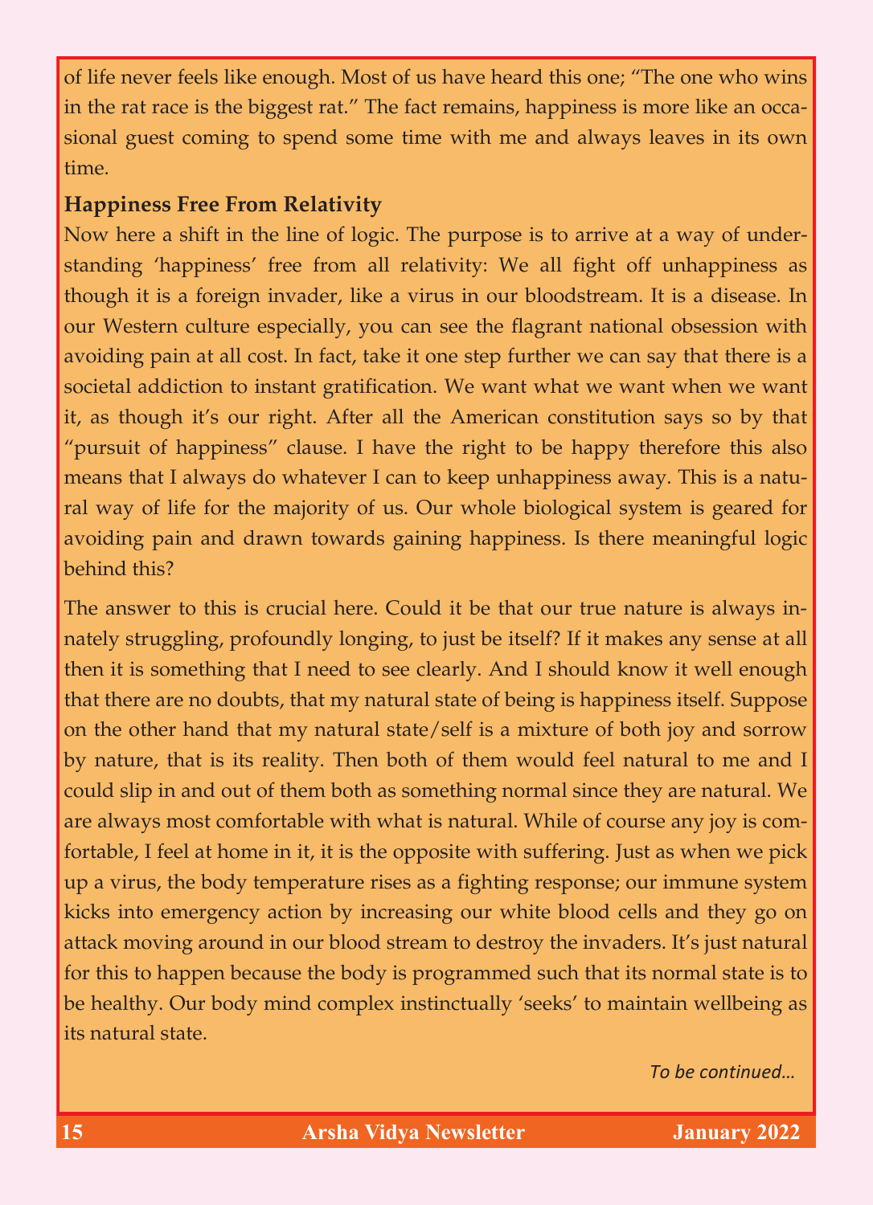of life never feels like enough. Most of us have heard this one; "The one who wins in the rat race is the biggest rat." The fact remains, happiness is more like an occasional guest coming to spend some time with me and always leaves in its own time.

**Happiness Free From Relativity**

Now here a shift in the line of logic. The purpose is to arrive at a way of understanding 'happiness' free from all relativity: We all fight off unhappiness as though it is a foreign invader, like a virus in our bloodstream. It is a disease. In our Western culture especially, you can see the flagrant national obsession with avoiding pain at all cost. In fact, take it one step further we can say that there is a societal addiction to instant gratification. We want what we want when we want it, as though it's our right. After all the American constitution says so by that "pursuit of happiness" clause. I have the right to be happy therefore this also means that I always do whatever I can to keep unhappiness away. This is a natural way of life for the majority of us. Our whole biological system is geared for avoiding pain and drawn towards gaining happiness. Is there meaningful logic behind this?

The answer to this is crucial here. Could it be that our true nature is always innately struggling, profoundly longing, to just be itself? If it makes any sense at all then it is something that I need to see clearly. And I should know it well enough that there are no doubts, that my natural state of being is happiness itself. Suppose on the other hand that my natural state/self is a mixture of both joy and sorrow by nature, that is its reality. Then both of them would feel natural to me and I could slip in and out of them both as something normal since they are natural. We are always most comfortable with what is natural. While of course any joy is comfortable, I feel at home in it, it is the opposite with suffering. Just as when we pick up a virus, the body temperature rises as a fighting response; our immune system kicks into emergency action by increasing our white blood cells and they go on attack moving around in our blood stream to destroy the invaders. It's just natural for this to happen because the body is programmed such that its normal state is to be healthy. Our body mind complex instinctually 'seeks' to maintain wellbeing as its natural state.

*To be continued…*